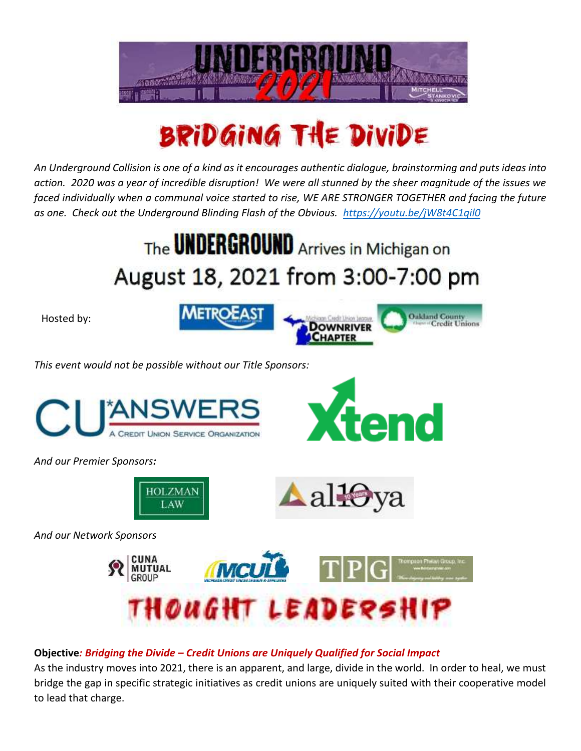# UNDERGROUND 2021

# BRIDGING THE DIVIDE

*An Underground Collision is one of a kind as it encourages authentic dialogue, brainstorming and puts ideas into action. 2020 was a year of incredible disruption! We were all stunned by the sheer magnitude of the issues we faced individually when a communal voice started to rise, WE ARE STRONGER TOGETHER and facing the future as one. Check out the Underground Blinding Flash of the Obvious.* https://youtu.be/jW8t4C1qil0

## The UNDERGROUND Arrives in Michigan on August 18, 2021 from 3:00-7:00 pm

Hosted by: MetroEast, Michigan Credit Union League Downriver Chapter, Oakland County Chapter of Credit Unions

*This event would not be possible without our Title Sponsors:*

CU*Answers – A Credit Union Service Organization

Xtend

*And our Premier Sponsors:*

Holzman Law

allOya

*And our Network Sponsors*

CUNA Mutual Group

MCUL – Michigan Credit Union League & Affiliates

TPG – Thompson Phelan Group, Inc.

# THOUGHT LEADERSHIP

**Objective***: Bridging the Divide – Credit Unions are Uniquely Qualified for Social Impact*

As the industry moves into 2021, there is an apparent, and large, divide in the world. In order to heal, we must bridge the gap in specific strategic initiatives as credit unions are uniquely suited with their cooperative model to lead that charge.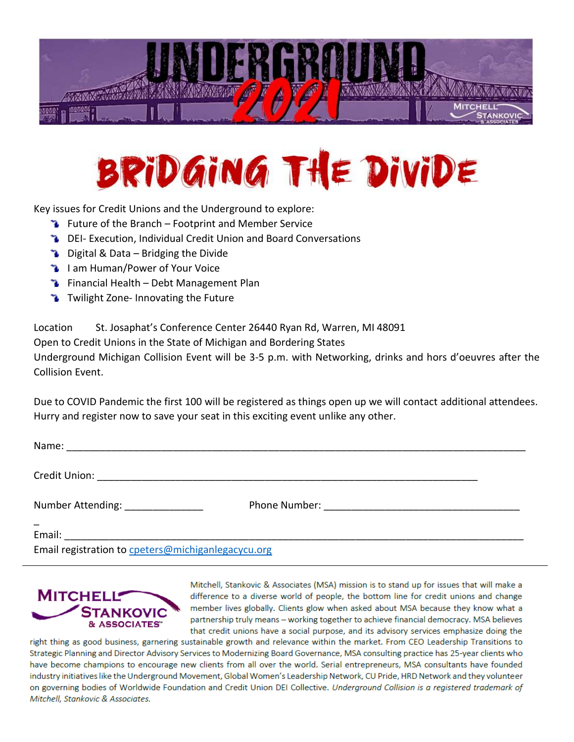# UNDERGROUND 2021

# BRIDGING THE DIVIDE

Key issues for Credit Unions and the Underground to explore:

- Future of the Branch – Footprint and Member Service
- DEI- Execution, Individual Credit Union and Board Conversations
- Digital & Data – Bridging the Divide
- I am Human/Power of Your Voice
- Financial Health – Debt Management Plan
- Twilight Zone- Innovating the Future

Location St. Josaphat's Conference Center 26440 Ryan Rd, Warren, MI 48091
Open to Credit Unions in the State of Michigan and Bordering States
Underground Michigan Collision Event will be 3-5 p.m. with Networking, drinks and hors d'oeuvres after the Collision Event.

Due to COVID Pandemic the first 100 will be registered as things open up we will contact additional attendees. Hurry and register now to save your seat in this exciting event unlike any other.

Name: ___________________________________________________________________________

Credit Union: ____________________________________________________________

Number Attending: ______________ Phone Number: ___________________________________

Email: ___________________________________________________________________________
Email registration to cpeters@michiganlegacycu.org

---

**MITCHELL STANKOVIC & ASSOCIATES**

Mitchell, Stankovic & Associates (MSA) mission is to stand up for issues that will make a difference to a diverse world of people, the bottom line for credit unions and change member lives globally. Clients glow when asked about MSA because they know what a partnership truly means – working together to achieve financial democracy. MSA believes that credit unions have a social purpose, and its advisory services emphasize doing the right thing as good business, garnering sustainable growth and relevance within the market. From CEO Leadership Transitions to Strategic Planning and Director Advisory Services to Modernizing Board Governance, MSA consulting practice has 25-year clients who have become champions to encourage new clients from all over the world. Serial entrepreneurs, MSA consultants have founded industry initiatives like the Underground Movement, Global Women's Leadership Network, CU Pride, HRD Network and they volunteer on governing bodies of Worldwide Foundation and Credit Union DEI Collective. *Underground Collision is a registered trademark of Mitchell, Stankovic & Associates.*